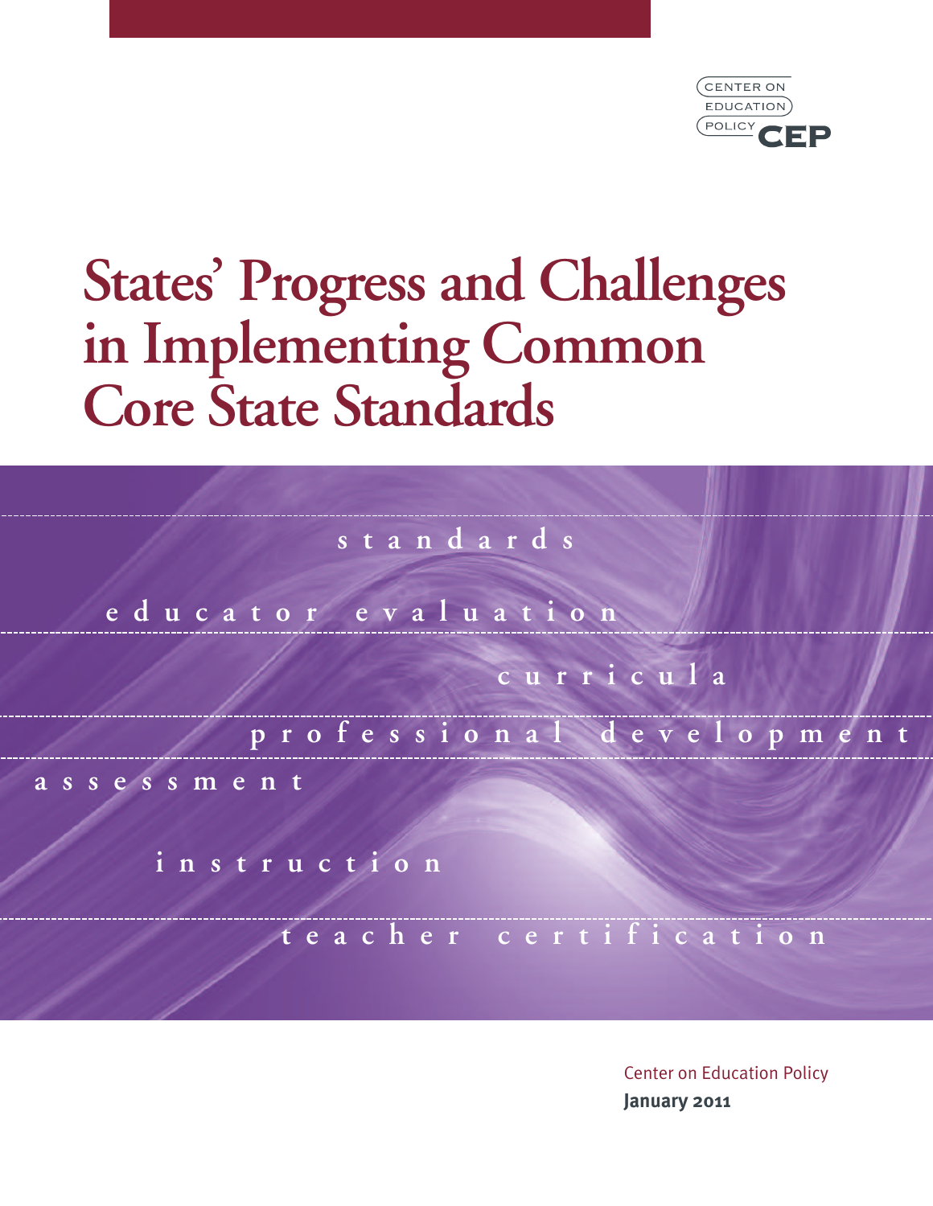CENTER ON EDUCATION POLICY CEP

# States' Progress and Challenges in Implementing Common Core State Standards

standards

educator evaluation

curricula

professional development

assessment

instruction

teacher certification

Center on Education Policy
**January 2011**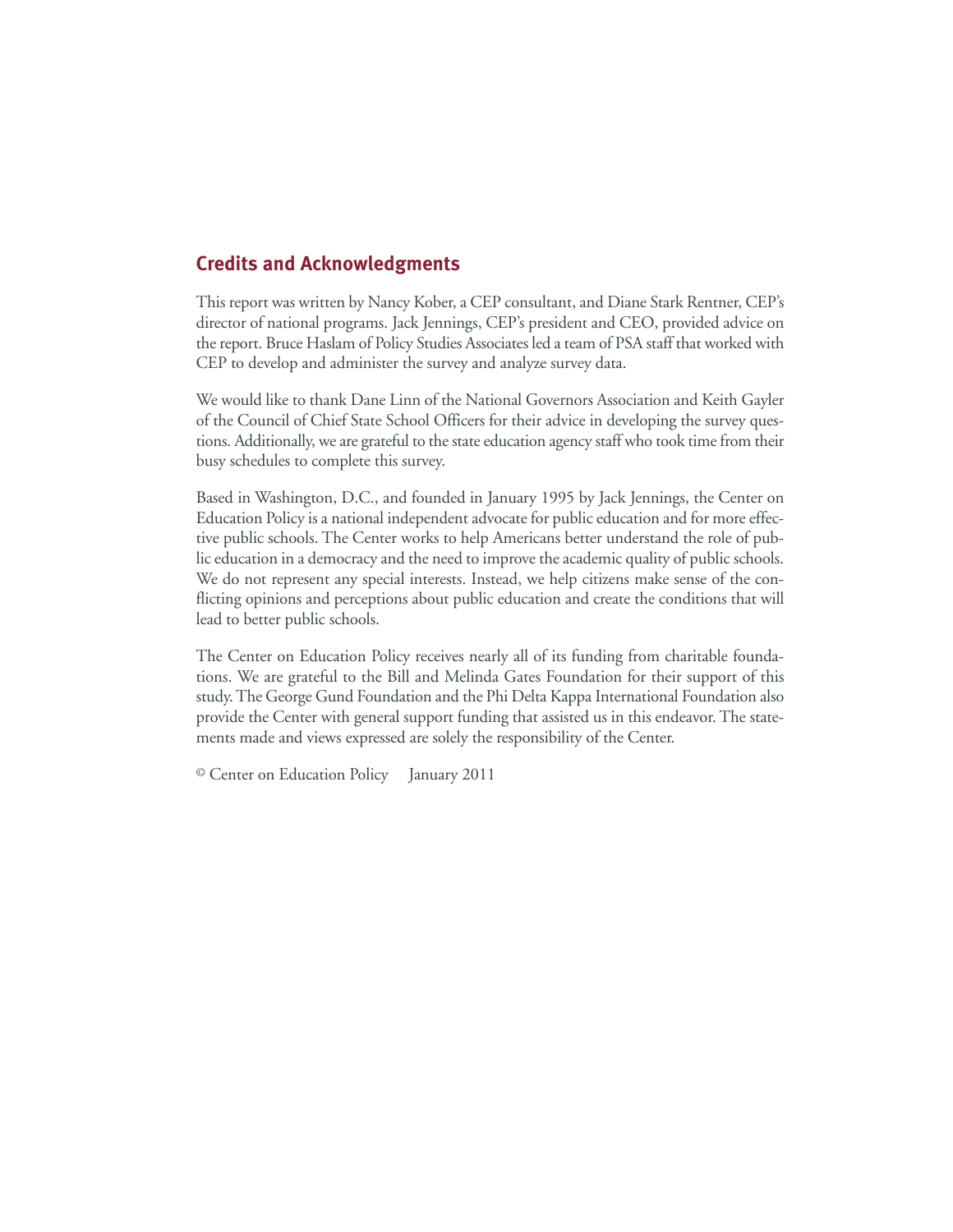## Credits and Acknowledgments

This report was written by Nancy Kober, a CEP consultant, and Diane Stark Rentner, CEP's director of national programs. Jack Jennings, CEP's president and CEO, provided advice on the report. Bruce Haslam of Policy Studies Associates led a team of PSA staff that worked with CEP to develop and administer the survey and analyze survey data.

We would like to thank Dane Linn of the National Governors Association and Keith Gayler of the Council of Chief State School Officers for their advice in developing the survey questions. Additionally, we are grateful to the state education agency staff who took time from their busy schedules to complete this survey.

Based in Washington, D.C., and founded in January 1995 by Jack Jennings, the Center on Education Policy is a national independent advocate for public education and for more effective public schools. The Center works to help Americans better understand the role of public education in a democracy and the need to improve the academic quality of public schools. We do not represent any special interests. Instead, we help citizens make sense of the conflicting opinions and perceptions about public education and create the conditions that will lead to better public schools.

The Center on Education Policy receives nearly all of its funding from charitable foundations. We are grateful to the Bill and Melinda Gates Foundation for their support of this study. The George Gund Foundation and the Phi Delta Kappa International Foundation also provide the Center with general support funding that assisted us in this endeavor. The statements made and views expressed are solely the responsibility of the Center.

© Center on Education Policy January 2011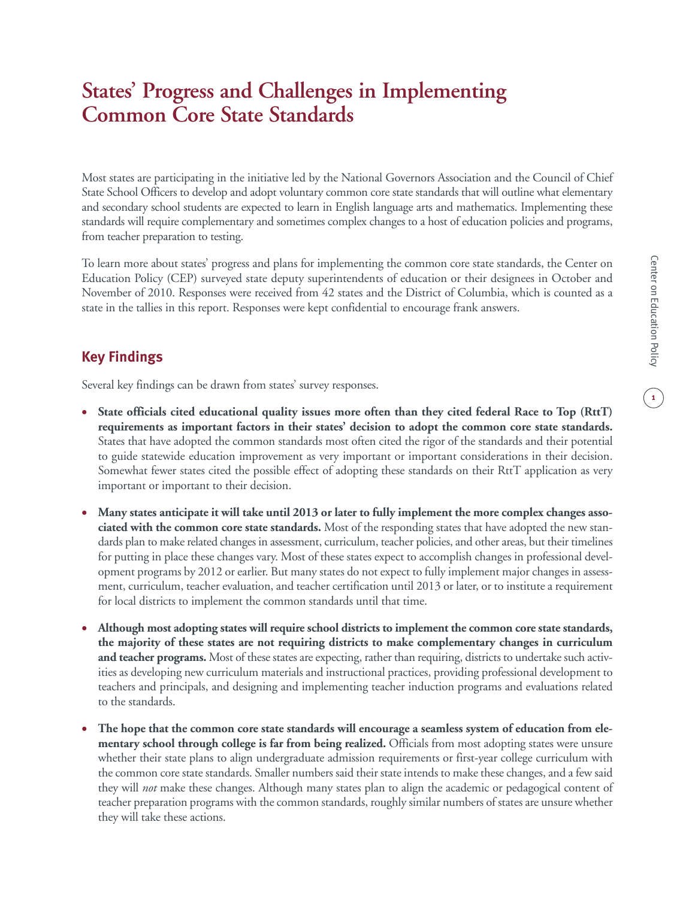# States' Progress and Challenges in Implementing Common Core State Standards

Most states are participating in the initiative led by the National Governors Association and the Council of Chief State School Officers to develop and adopt voluntary common core state standards that will outline what elementary and secondary school students are expected to learn in English language arts and mathematics. Implementing these standards will require complementary and sometimes complex changes to a host of education policies and programs, from teacher preparation to testing.

To learn more about states' progress and plans for implementing the common core state standards, the Center on Education Policy (CEP) surveyed state deputy superintendents of education or their designees in October and November of 2010. Responses were received from 42 states and the District of Columbia, which is counted as a state in the tallies in this report. Responses were kept confidential to encourage frank answers.

## Key Findings

Several key findings can be drawn from states' survey responses.

- **State officials cited educational quality issues more often than they cited federal Race to Top (RttT) requirements as important factors in their states' decision to adopt the common core state standards.** States that have adopted the common standards most often cited the rigor of the standards and their potential to guide statewide education improvement as very important or important considerations in their decision. Somewhat fewer states cited the possible effect of adopting these standards on their RttT application as very important or important to their decision.

- **Many states anticipate it will take until 2013 or later to fully implement the more complex changes associated with the common core state standards.** Most of the responding states that have adopted the new standards plan to make related changes in assessment, curriculum, teacher policies, and other areas, but their timelines for putting in place these changes vary. Most of these states expect to accomplish changes in professional development programs by 2012 or earlier. But many states do not expect to fully implement major changes in assessment, curriculum, teacher evaluation, and teacher certification until 2013 or later, or to institute a requirement for local districts to implement the common standards until that time.

- **Although most adopting states will require school districts to implement the common core state standards, the majority of these states are not requiring districts to make complementary changes in curriculum and teacher programs.** Most of these states are expecting, rather than requiring, districts to undertake such activities as developing new curriculum materials and instructional practices, providing professional development to teachers and principals, and designing and implementing teacher induction programs and evaluations related to the standards.

- **The hope that the common core state standards will encourage a seamless system of education from elementary school through college is far from being realized.** Officials from most adopting states were unsure whether their state plans to align undergraduate admission requirements or first-year college curriculum with the common core state standards. Smaller numbers said their state intends to make these changes, and a few said they will *not* make these changes. Although many states plan to align the academic or pedagogical content of teacher preparation programs with the common standards, roughly similar numbers of states are unsure whether they will take these actions.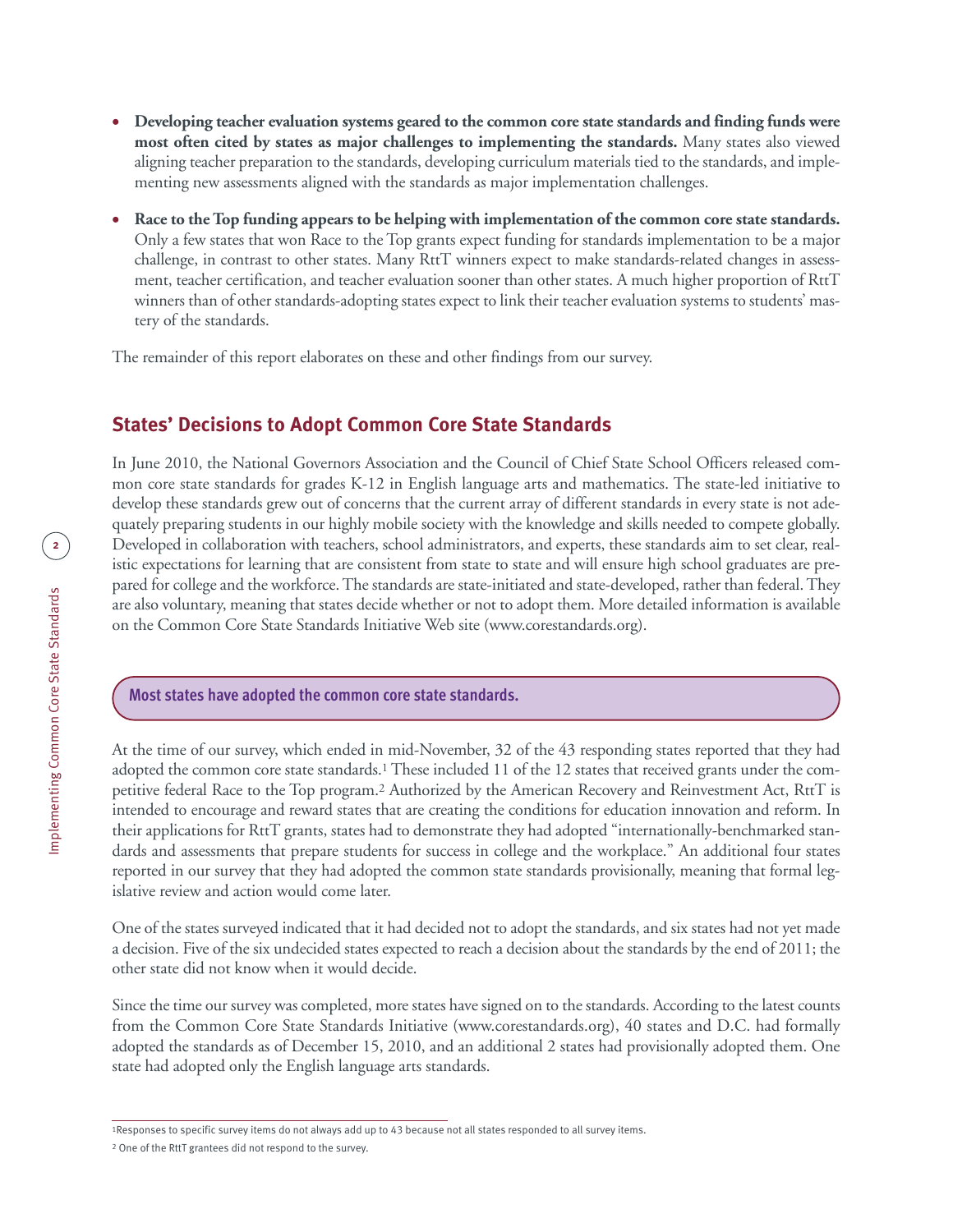- **Developing teacher evaluation systems geared to the common core state standards and finding funds were most often cited by states as major challenges to implementing the standards.** Many states also viewed aligning teacher preparation to the standards, developing curriculum materials tied to the standards, and implementing new assessments aligned with the standards as major implementation challenges.

- **Race to the Top funding appears to be helping with implementation of the common core state standards.** Only a few states that won Race to the Top grants expect funding for standards implementation to be a major challenge, in contrast to other states. Many RttT winners expect to make standards-related changes in assessment, teacher certification, and teacher evaluation sooner than other states. A much higher proportion of RttT winners than of other standards-adopting states expect to link their teacher evaluation systems to students' mastery of the standards.

The remainder of this report elaborates on these and other findings from our survey.

## States' Decisions to Adopt Common Core State Standards

In June 2010, the National Governors Association and the Council of Chief State School Officers released common core state standards for grades K-12 in English language arts and mathematics. The state-led initiative to develop these standards grew out of concerns that the current array of different standards in every state is not adequately preparing students in our highly mobile society with the knowledge and skills needed to compete globally. Developed in collaboration with teachers, school administrators, and experts, these standards aim to set clear, realistic expectations for learning that are consistent from state to state and will ensure high school graduates are prepared for college and the workforce. The standards are state-initiated and state-developed, rather than federal. They are also voluntary, meaning that states decide whether or not to adopt them. More detailed information is available on the Common Core State Standards Initiative Web site (www.corestandards.org).

### Most states have adopted the common core state standards.

At the time of our survey, which ended in mid-November, 32 of the 43 responding states reported that they had adopted the common core state standards.[1] These included 11 of the 12 states that received grants under the competitive federal Race to the Top program.[2] Authorized by the American Recovery and Reinvestment Act, RttT is intended to encourage and reward states that are creating the conditions for education innovation and reform. In their applications for RttT grants, states had to demonstrate they had adopted "internationally-benchmarked standards and assessments that prepare students for success in college and the workplace." An additional four states reported in our survey that they had adopted the common state standards provisionally, meaning that formal legislative review and action would come later.

One of the states surveyed indicated that it had decided not to adopt the standards, and six states had not yet made a decision. Five of the six undecided states expected to reach a decision about the standards by the end of 2011; the other state did not know when it would decide.

Since the time our survey was completed, more states have signed on to the standards. According to the latest counts from the Common Core State Standards Initiative (www.corestandards.org), 40 states and D.C. had formally adopted the standards as of December 15, 2010, and an additional 2 states had provisionally adopted them. One state had adopted only the English language arts standards.

---

[1] Responses to specific survey items do not always add up to 43 because not all states responded to all survey items.

[2] One of the RttT grantees did not respond to the survey.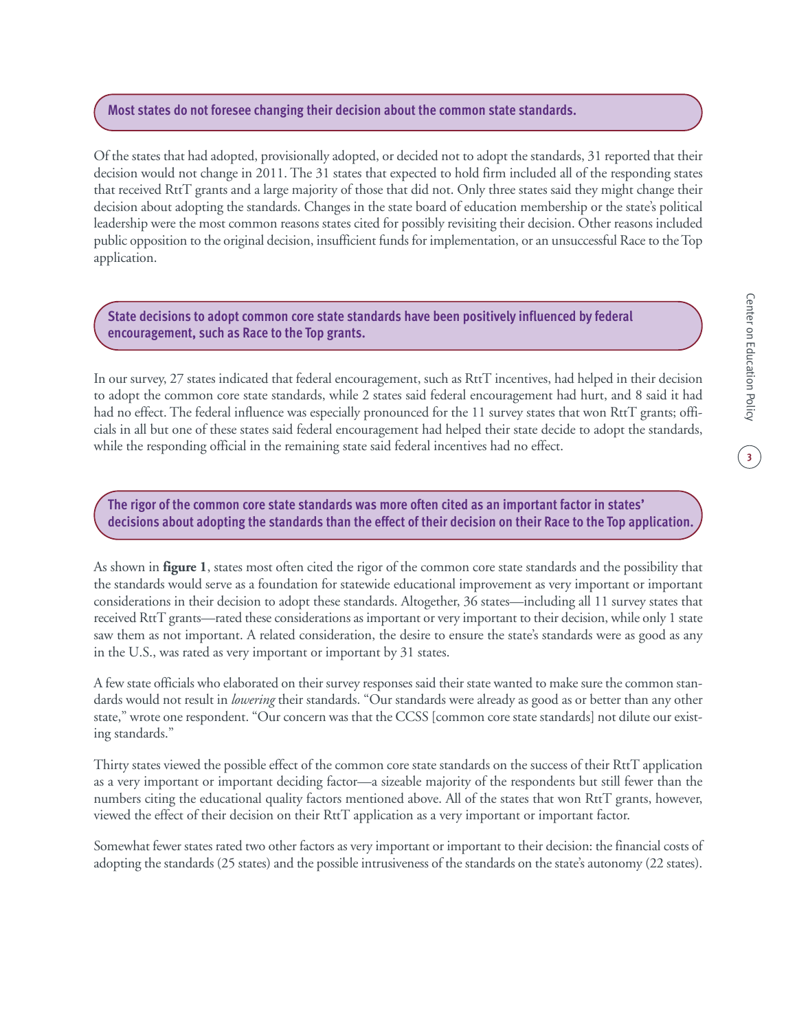## Most states do not foresee changing their decision about the common state standards.

Of the states that had adopted, provisionally adopted, or decided not to adopt the standards, 31 reported that their decision would not change in 2011. The 31 states that expected to hold firm included all of the responding states that received RttT grants and a large majority of those that did not. Only three states said they might change their decision about adopting the standards. Changes in the state board of education membership or the state's political leadership were the most common reasons states cited for possibly revisiting their decision. Other reasons included public opposition to the original decision, insufficient funds for implementation, or an unsuccessful Race to the Top application.

## State decisions to adopt common core state standards have been positively influenced by federal encouragement, such as Race to the Top grants.

In our survey, 27 states indicated that federal encouragement, such as RttT incentives, had helped in their decision to adopt the common core state standards, while 2 states said federal encouragement had hurt, and 8 said it had had no effect. The federal influence was especially pronounced for the 11 survey states that won RttT grants; officials in all but one of these states said federal encouragement had helped their state decide to adopt the standards, while the responding official in the remaining state said federal incentives had no effect.

## The rigor of the common core state standards was more often cited as an important factor in states' decisions about adopting the standards than the effect of their decision on their Race to the Top application.

As shown in **figure 1**, states most often cited the rigor of the common core state standards and the possibility that the standards would serve as a foundation for statewide educational improvement as very important or important considerations in their decision to adopt these standards. Altogether, 36 states—including all 11 survey states that received RttT grants—rated these considerations as important or very important to their decision, while only 1 state saw them as not important. A related consideration, the desire to ensure the state's standards were as good as any in the U.S., was rated as very important or important by 31 states.

A few state officials who elaborated on their survey responses said their state wanted to make sure the common standards would not result in *lowering* their standards. "Our standards were already as good as or better than any other state," wrote one respondent. "Our concern was that the CCSS [common core state standards] not dilute our existing standards."

Thirty states viewed the possible effect of the common core state standards on the success of their RttT application as a very important or important deciding factor—a sizeable majority of the respondents but still fewer than the numbers citing the educational quality factors mentioned above. All of the states that won RttT grants, however, viewed the effect of their decision on their RttT application as a very important or important factor.

Somewhat fewer states rated two other factors as very important or important to their decision: the financial costs of adopting the standards (25 states) and the possible intrusiveness of the standards on the state's autonomy (22 states).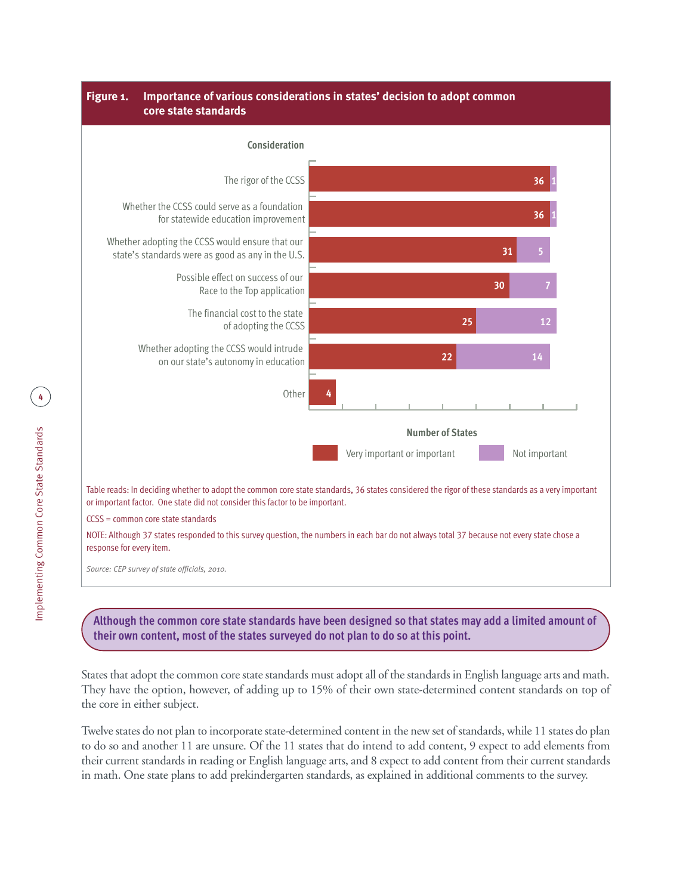**Figure 1. Importance of various considerations in states' decision to adopt common core state standards**

| Consideration | Very important or important | Not important |
|---|---|---|
| The rigor of the CCSS | 36 | 1 |
| Whether the CCSS could serve as a foundation for statewide education improvement | 36 | 1 |
| Whether adopting the CCSS would ensure that our state's standards were as good as any in the U.S. | 31 | 5 |
| Possible effect on success of our Race to the Top application | 30 | 7 |
| The financial cost to the state of adopting the CCSS | 25 | 12 |
| Whether adopting the CCSS would intrude on our state's autonomy in education | 22 | 14 |
| Other | 4 | |

Number of States

Table reads: In deciding whether to adopt the common core state standards, 36 states considered the rigor of these standards as a very important or important factor. One state did not consider this factor to be important.

CCSS = common core state standards

NOTE: Although 37 states responded to this survey question, the numbers in each bar do not always total 37 because not every state chose a response for every item.

*Source: CEP survey of state officials, 2010.*

**Although the common core state standards have been designed so that states may add a limited amount of their own content, most of the states surveyed do not plan to do so at this point.**

States that adopt the common core state standards must adopt all of the standards in English language arts and math. They have the option, however, of adding up to 15% of their own state-determined content standards on top of the core in either subject.

Twelve states do not plan to incorporate state-determined content in the new set of standards, while 11 states do plan to do so and another 11 are unsure. Of the 11 states that do intend to add content, 9 expect to add elements from their current standards in reading or English language arts, and 8 expect to add content from their current standards in math. One state plans to add prekindergarten standards, as explained in additional comments to the survey.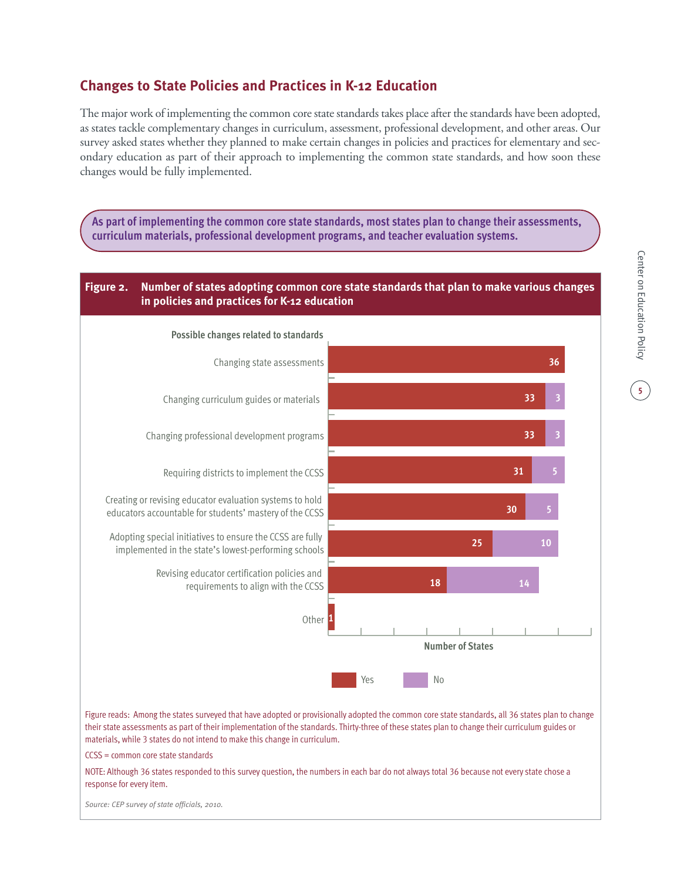## Changes to State Policies and Practices in K-12 Education

The major work of implementing the common core state standards takes place after the standards have been adopted, as states tackle complementary changes in curriculum, assessment, professional development, and other areas. Our survey asked states whether they planned to make certain changes in policies and practices for elementary and secondary education as part of their approach to implementing the common state standards, and how soon these changes would be fully implemented.

**As part of implementing the common core state standards, most states plan to change their assessments, curriculum materials, professional development programs, and teacher evaluation systems.**

**Figure 2. Number of states adopting common core state standards that plan to make various changes in policies and practices for K-12 education**

| Possible changes related to standards | Yes | No |
|---|---|---|
| Changing state assessments | 36 | |
| Changing curriculum guides or materials | 33 | 3 |
| Changing professional development programs | 33 | 3 |
| Requiring districts to implement the CCSS | 31 | 5 |
| Creating or revising educator evaluation systems to hold educators accountable for students' mastery of the CCSS | 30 | 5 |
| Adopting special initiatives to ensure the CCSS are fully implemented in the state's lowest-performing schools | 25 | 10 |
| Revising educator certification policies and requirements to align with the CCSS | 18 | 14 |
| Other | 1 | |

Number of States

Figure reads: Among the states surveyed that have adopted or provisionally adopted the common core state standards, all 36 states plan to change their state assessments as part of their implementation of the standards. Thirty-three of these states plan to change their curriculum guides or materials, while 3 states do not intend to make this change in curriculum.

CCSS = common core state standards

NOTE: Although 36 states responded to this survey question, the numbers in each bar do not always total 36 because not every state chose a response for every item.

*Source: CEP survey of state officials, 2010.*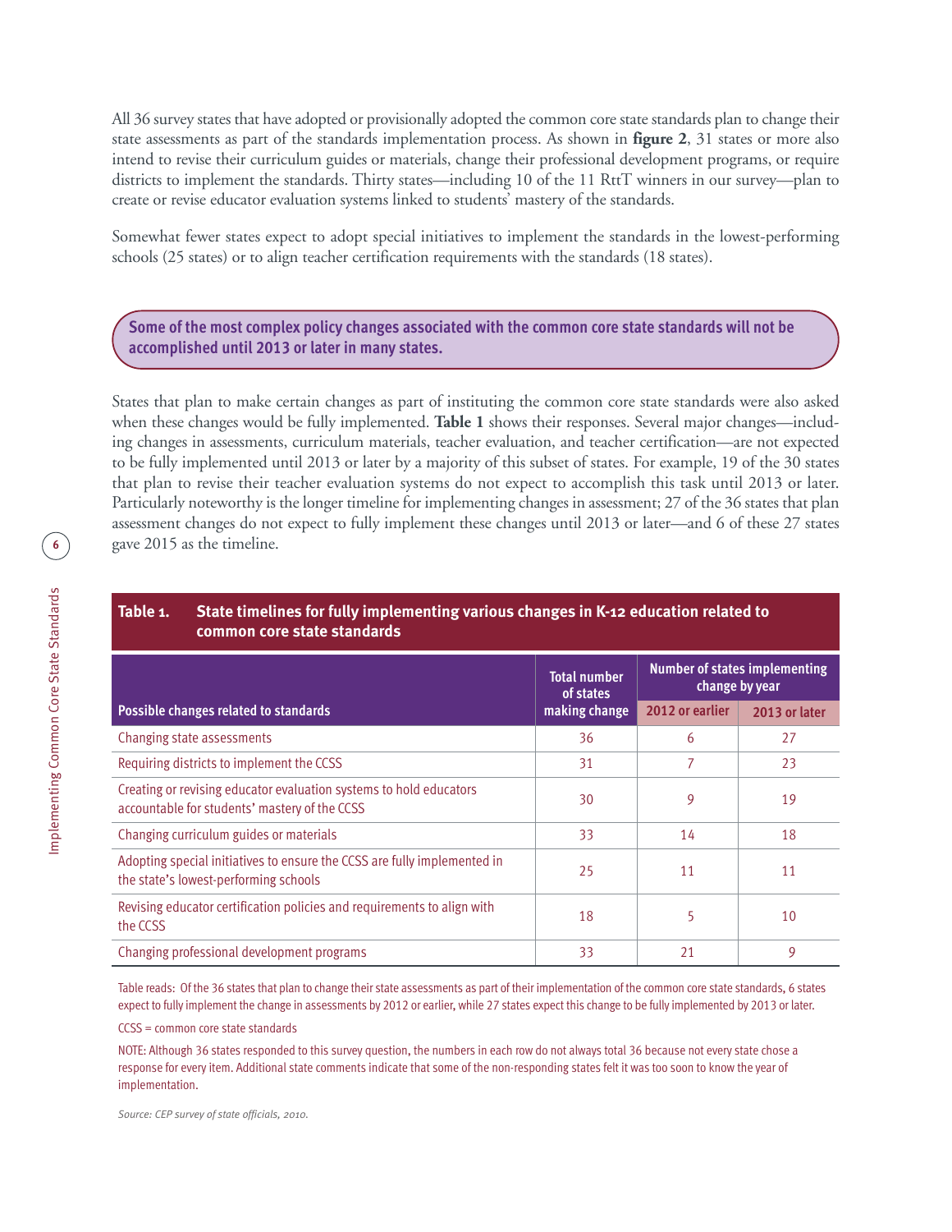All 36 survey states that have adopted or provisionally adopted the common core state standards plan to change their state assessments as part of the standards implementation process. As shown in **figure 2**, 31 states or more also intend to revise their curriculum guides or materials, change their professional development programs, or require districts to implement the standards. Thirty states—including 10 of the 11 RttT winners in our survey—plan to create or revise educator evaluation systems linked to students' mastery of the standards.

Somewhat fewer states expect to adopt special initiatives to implement the standards in the lowest-performing schools (25 states) or to align teacher certification requirements with the standards (18 states).

**Some of the most complex policy changes associated with the common core state standards will not be accomplished until 2013 or later in many states.**

States that plan to make certain changes as part of instituting the common core state standards were also asked when these changes would be fully implemented. **Table 1** shows their responses. Several major changes—including changes in assessments, curriculum materials, teacher evaluation, and teacher certification—are not expected to be fully implemented until 2013 or later by a majority of this subset of states. For example, 19 of the 30 states that plan to revise their teacher evaluation systems do not expect to accomplish this task until 2013 or later. Particularly noteworthy is the longer timeline for implementing changes in assessment; 27 of the 36 states that plan assessment changes do not expect to fully implement these changes until 2013 or later—and 6 of these 27 states gave 2015 as the timeline.

**Table 1. State timelines for fully implementing various changes in K-12 education related to common core state standards**

| Possible changes related to standards | Total number of states making change | Number of states implementing change by year | |
|---|---|---|---|
| | | 2012 or earlier | 2013 or later |
| Changing state assessments | 36 | 6 | 27 |
| Requiring districts to implement the CCSS | 31 | 7 | 23 |
| Creating or revising educator evaluation systems to hold educators accountable for students' mastery of the CCSS | 30 | 9 | 19 |
| Changing curriculum guides or materials | 33 | 14 | 18 |
| Adopting special initiatives to ensure the CCSS are fully implemented in the state's lowest-performing schools | 25 | 11 | 11 |
| Revising educator certification policies and requirements to align with the CCSS | 18 | 5 | 10 |
| Changing professional development programs | 33 | 21 | 9 |

Table reads: Of the 36 states that plan to change their state assessments as part of their implementation of the common core state standards, 6 states expect to fully implement the change in assessments by 2012 or earlier, while 27 states expect this change to be fully implemented by 2013 or later.

CCSS = common core state standards

NOTE: Although 36 states responded to this survey question, the numbers in each row do not always total 36 because not every state chose a response for every item. Additional state comments indicate that some of the non-responding states felt it was too soon to know the year of implementation.

*Source: CEP survey of state officials, 2010.*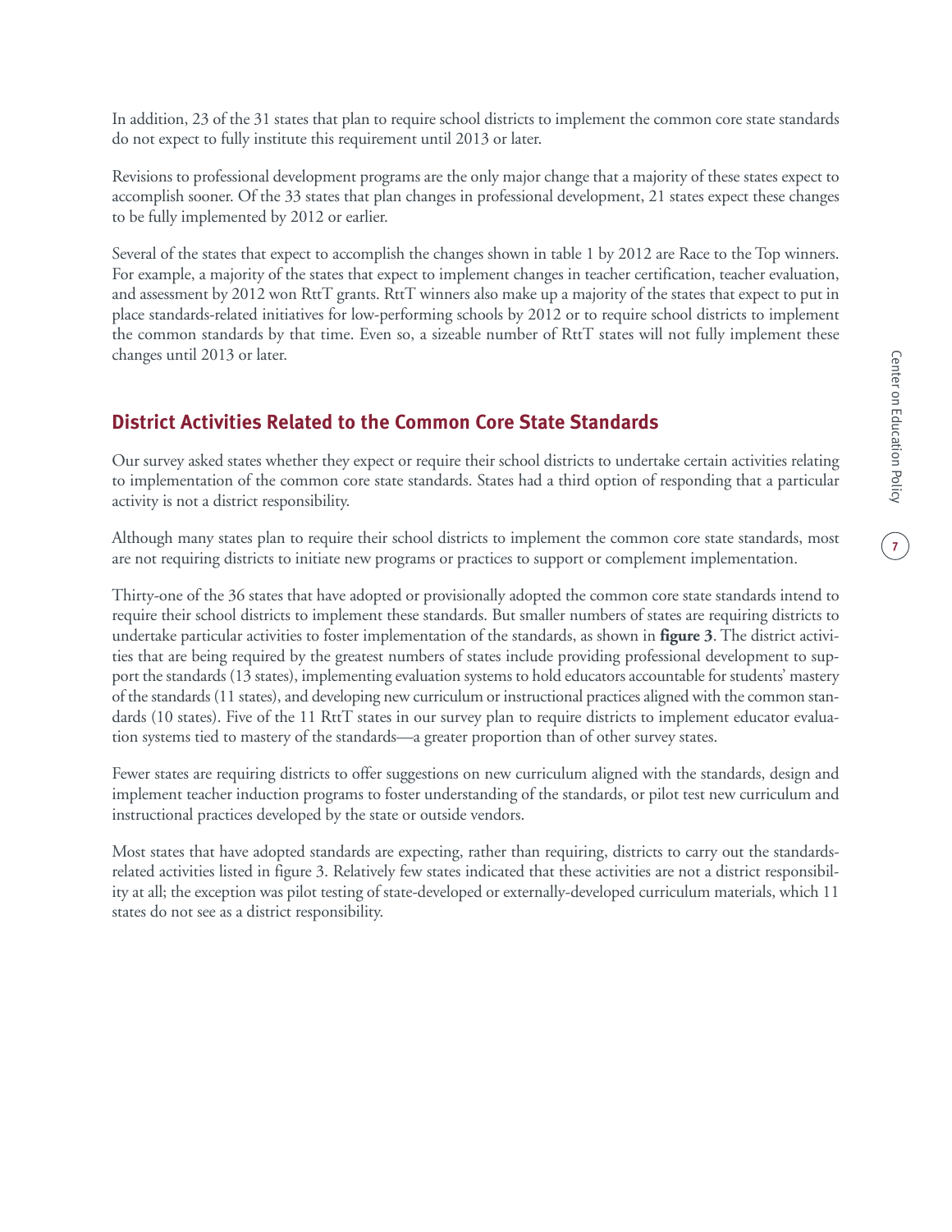In addition, 23 of the 31 states that plan to require school districts to implement the common core state standards do not expect to fully institute this requirement until 2013 or later.

Revisions to professional development programs are the only major change that a majority of these states expect to accomplish sooner. Of the 33 states that plan changes in professional development, 21 states expect these changes to be fully implemented by 2012 or earlier.

Several of the states that expect to accomplish the changes shown in table 1 by 2012 are Race to the Top winners. For example, a majority of the states that expect to implement changes in teacher certification, teacher evaluation, and assessment by 2012 won RttT grants. RttT winners also make up a majority of the states that expect to put in place standards-related initiatives for low-performing schools by 2012 or to require school districts to implement the common standards by that time. Even so, a sizeable number of RttT states will not fully implement these changes until 2013 or later.

## District Activities Related to the Common Core State Standards

Our survey asked states whether they expect or require their school districts to undertake certain activities relating to implementation of the common core state standards. States had a third option of responding that a particular activity is not a district responsibility.

Although many states plan to require their school districts to implement the common core state standards, most are not requiring districts to initiate new programs or practices to support or complement implementation.

Thirty-one of the 36 states that have adopted or provisionally adopted the common core state standards intend to require their school districts to implement these standards. But smaller numbers of states are requiring districts to undertake particular activities to foster implementation of the standards, as shown in **figure 3**. The district activities that are being required by the greatest numbers of states include providing professional development to support the standards (13 states), implementing evaluation systems to hold educators accountable for students' mastery of the standards (11 states), and developing new curriculum or instructional practices aligned with the common standards (10 states). Five of the 11 RttT states in our survey plan to require districts to implement educator evaluation systems tied to mastery of the standards—a greater proportion than of other survey states.

Fewer states are requiring districts to offer suggestions on new curriculum aligned with the standards, design and implement teacher induction programs to foster understanding of the standards, or pilot test new curriculum and instructional practices developed by the state or outside vendors.

Most states that have adopted standards are expecting, rather than requiring, districts to carry out the standards-related activities listed in figure 3. Relatively few states indicated that these activities are not a district responsibility at all; the exception was pilot testing of state-developed or externally-developed curriculum materials, which 11 states do not see as a district responsibility.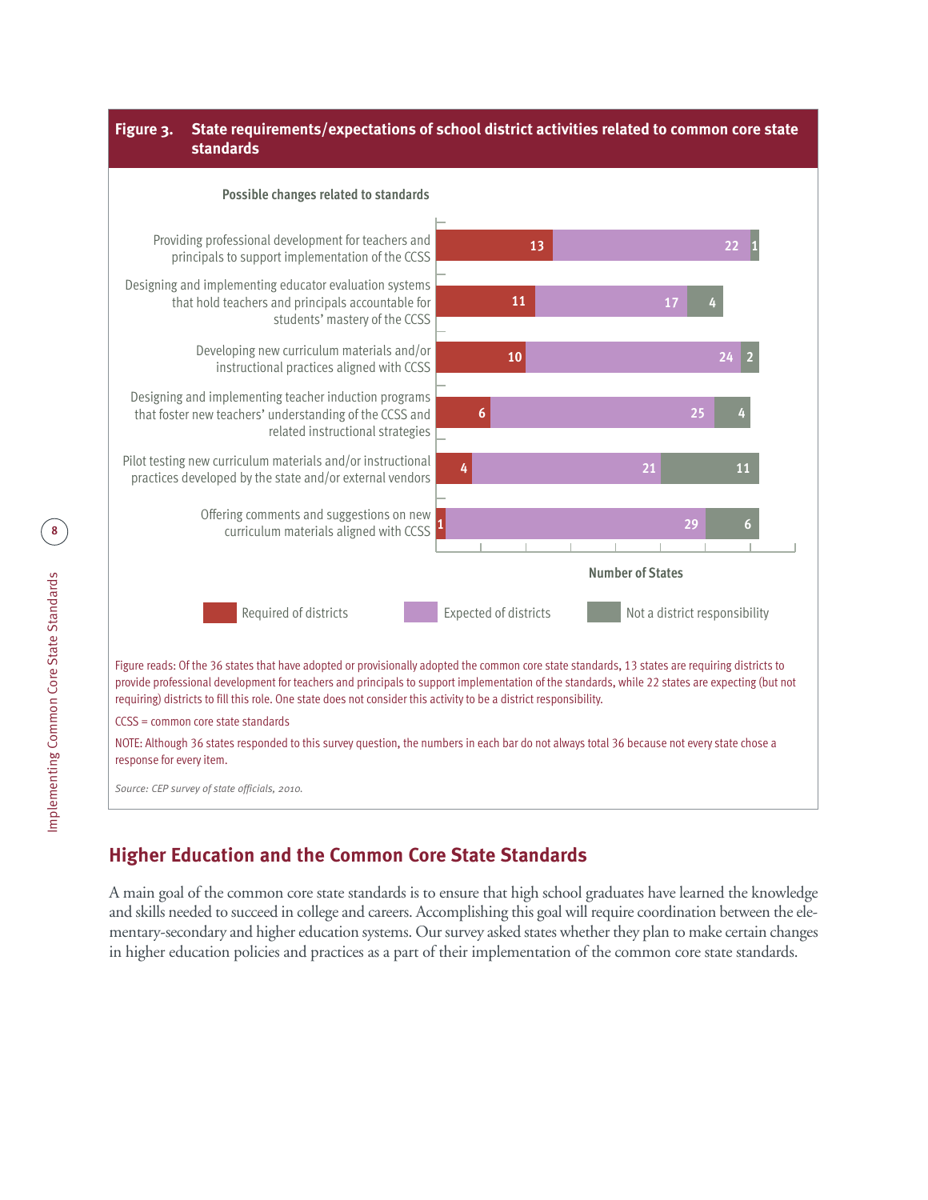**Figure 3. State requirements/expectations of school district activities related to common core state standards**

| Possible changes related to standards | Required of districts | Expected of districts | Not a district responsibility |
|---|---|---|---|
| Providing professional development for teachers and principals to support implementation of the CCSS | 13 | 22 | 1 |
| Designing and implementing educator evaluation systems that hold teachers and principals accountable for students' mastery of the CCSS | 11 | 17 | 4 |
| Developing new curriculum materials and/or instructional practices aligned with CCSS | 10 | 24 | 2 |
| Designing and implementing teacher induction programs that foster new teachers' understanding of the CCSS and related instructional strategies | 6 | 25 | 4 |
| Pilot testing new curriculum materials and/or instructional practices developed by the state and/or external vendors | 4 | 21 | 11 |
| Offering comments and suggestions on new curriculum materials aligned with CCSS | 1 | 29 | 6 |

Number of States

Figure reads: Of the 36 states that have adopted or provisionally adopted the common core state standards, 13 states are requiring districts to provide professional development for teachers and principals to support implementation of the standards, while 22 states are expecting (but not requiring) districts to fill this role. One state does not consider this activity to be a district responsibility.

CCSS = common core state standards

NOTE: Although 36 states responded to this survey question, the numbers in each bar do not always total 36 because not every state chose a response for every item.

*Source: CEP survey of state officials, 2010.*

## Higher Education and the Common Core State Standards

A main goal of the common core state standards is to ensure that high school graduates have learned the knowledge and skills needed to succeed in college and careers. Accomplishing this goal will require coordination between the elementary-secondary and higher education systems. Our survey asked states whether they plan to make certain changes in higher education policies and practices as a part of their implementation of the common core state standards.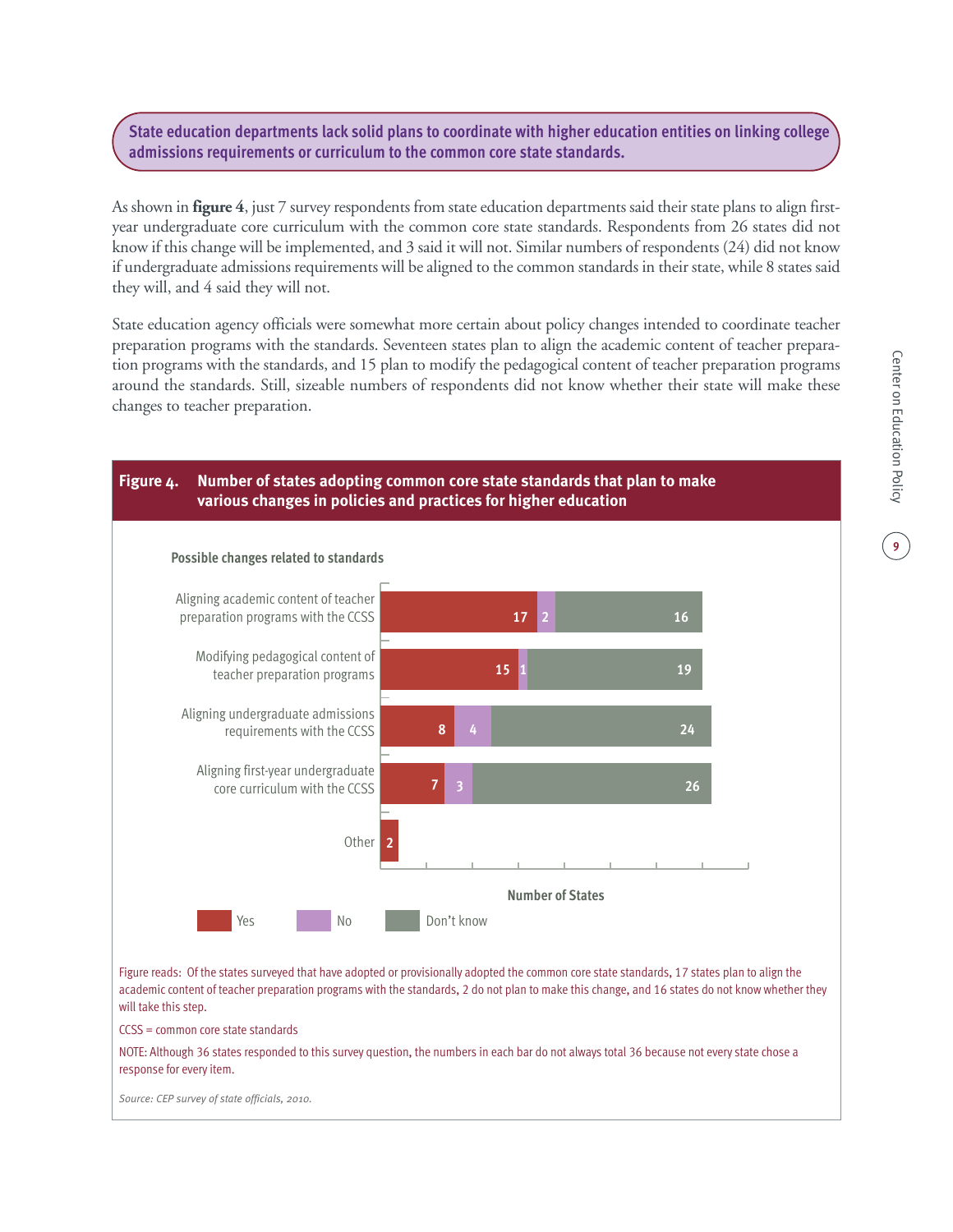**State education departments lack solid plans to coordinate with higher education entities on linking college admissions requirements or curriculum to the common core state standards.**

As shown in **figure 4**, just 7 survey respondents from state education departments said their state plans to align first-year undergraduate core curriculum with the common core state standards. Respondents from 26 states did not know if this change will be implemented, and 3 said it will not. Similar numbers of respondents (24) did not know if undergraduate admissions requirements will be aligned to the common standards in their state, while 8 states said they will, and 4 said they will not.

State education agency officials were somewhat more certain about policy changes intended to coordinate teacher preparation programs with the standards. Seventeen states plan to align the academic content of teacher preparation programs with the standards, and 15 plan to modify the pedagogical content of teacher preparation programs around the standards. Still, sizeable numbers of respondents did not know whether their state will make these changes to teacher preparation.

**Figure 4. Number of states adopting common core state standards that plan to make various changes in policies and practices for higher education**

| Possible changes related to standards | Yes | No | Don't know |
|---|---|---|---|
| Aligning academic content of teacher preparation programs with the CCSS | 17 | 2 | 16 |
| Modifying pedagogical content of teacher preparation programs | 15 | 1 | 19 |
| Aligning undergraduate admissions requirements with the CCSS | 8 | 4 | 24 |
| Aligning first-year undergraduate core curriculum with the CCSS | 7 | 3 | 26 |
| Other | 2 | | |

Number of States

Figure reads: Of the states surveyed that have adopted or provisionally adopted the common core state standards, 17 states plan to align the academic content of teacher preparation programs with the standards, 2 do not plan to make this change, and 16 states do not know whether they will take this step.

CCSS = common core state standards

NOTE: Although 36 states responded to this survey question, the numbers in each bar do not always total 36 because not every state chose a response for every item.

*Source: CEP survey of state officials, 2010.*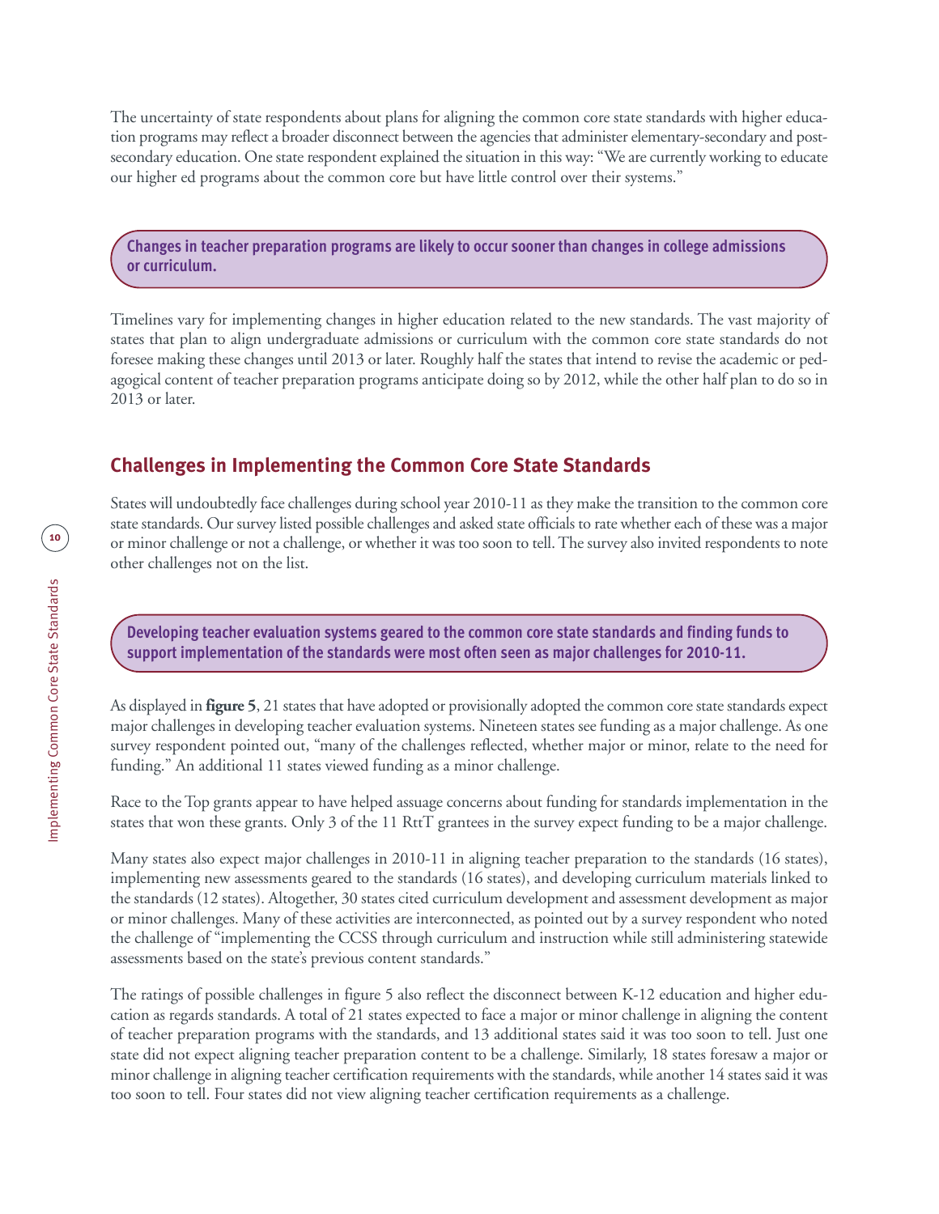The uncertainty of state respondents about plans for aligning the common core state standards with higher education programs may reflect a broader disconnect between the agencies that administer elementary-secondary and postsecondary education. One state respondent explained the situation in this way: "We are currently working to educate our higher ed programs about the common core but have little control over their systems."

**Changes in teacher preparation programs are likely to occur sooner than changes in college admissions or curriculum.**

Timelines vary for implementing changes in higher education related to the new standards. The vast majority of states that plan to align undergraduate admissions or curriculum with the common core state standards do not foresee making these changes until 2013 or later. Roughly half the states that intend to revise the academic or pedagogical content of teacher preparation programs anticipate doing so by 2012, while the other half plan to do so in 2013 or later.

## Challenges in Implementing the Common Core State Standards

States will undoubtedly face challenges during school year 2010-11 as they make the transition to the common core state standards. Our survey listed possible challenges and asked state officials to rate whether each of these was a major or minor challenge or not a challenge, or whether it was too soon to tell. The survey also invited respondents to note other challenges not on the list.

**Developing teacher evaluation systems geared to the common core state standards and finding funds to support implementation of the standards were most often seen as major challenges for 2010-11.**

As displayed in **figure 5**, 21 states that have adopted or provisionally adopted the common core state standards expect major challenges in developing teacher evaluation systems. Nineteen states see funding as a major challenge. As one survey respondent pointed out, "many of the challenges reflected, whether major or minor, relate to the need for funding." An additional 11 states viewed funding as a minor challenge.

Race to the Top grants appear to have helped assuage concerns about funding for standards implementation in the states that won these grants. Only 3 of the 11 RttT grantees in the survey expect funding to be a major challenge.

Many states also expect major challenges in 2010-11 in aligning teacher preparation to the standards (16 states), implementing new assessments geared to the standards (16 states), and developing curriculum materials linked to the standards (12 states). Altogether, 30 states cited curriculum development and assessment development as major or minor challenges. Many of these activities are interconnected, as pointed out by a survey respondent who noted the challenge of "implementing the CCSS through curriculum and instruction while still administering statewide assessments based on the state's previous content standards."

The ratings of possible challenges in figure 5 also reflect the disconnect between K-12 education and higher education as regards standards. A total of 21 states expected to face a major or minor challenge in aligning the content of teacher preparation programs with the standards, and 13 additional states said it was too soon to tell. Just one state did not expect aligning teacher preparation content to be a challenge. Similarly, 18 states foresaw a major or minor challenge in aligning teacher certification requirements with the standards, while another 14 states said it was too soon to tell. Four states did not view aligning teacher certification requirements as a challenge.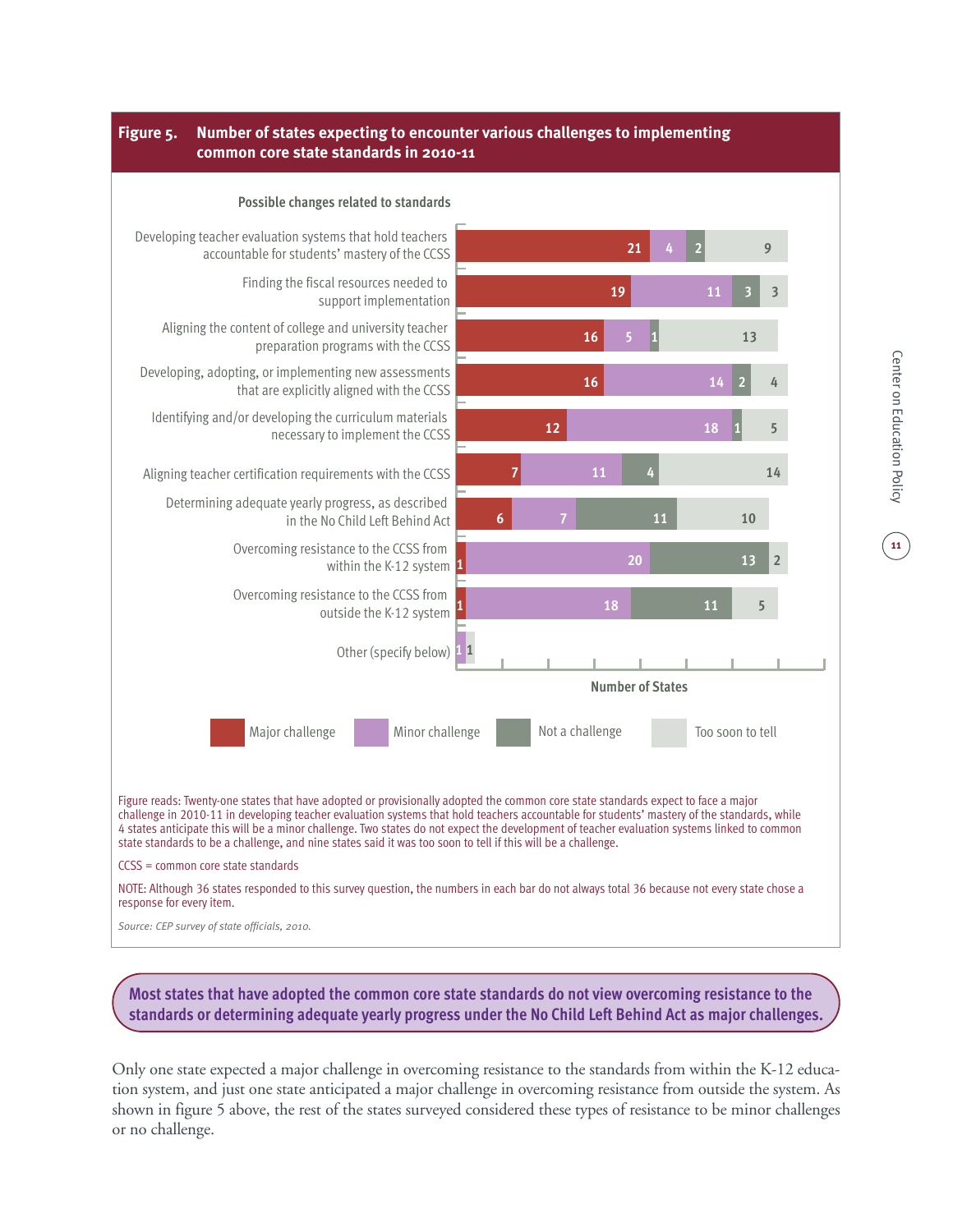## Figure 5. Number of states expecting to encounter various challenges to implementing common core state standards in 2010-11

| Possible changes related to standards | Major challenge | Minor challenge | Not a challenge | Too soon to tell |
|---|---|---|---|---|
| Developing teacher evaluation systems that hold teachers accountable for students' mastery of the CCSS | 21 | 4 | 2 | 9 |
| Finding the fiscal resources needed to support implementation | 19 | 11 | 3 | 3 |
| Aligning the content of college and university teacher preparation programs with the CCSS | 16 | 5 | 1 | 13 |
| Developing, adopting, or implementing new assessments that are explicitly aligned with the CCSS | 16 | 14 | 2 | 4 |
| Identifying and/or developing the curriculum materials necessary to implement the CCSS | 12 | 18 | 1 | 5 |
| Aligning teacher certification requirements with the CCSS | 7 | 11 | 4 | 14 |
| Determining adequate yearly progress, as described in the No Child Left Behind Act | 6 | 7 | 11 | 10 |
| Overcoming resistance to the CCSS from within the K-12 system | 1 | 20 | 13 | 2 |
| Overcoming resistance to the CCSS from outside the K-12 system | 1 | 18 | 11 | 5 |
| Other (specify below) | | 1 | | 1 |

Number of States

Figure reads: Twenty-one states that have adopted or provisionally adopted the common core state standards expect to face a major challenge in 2010-11 in developing teacher evaluation systems that hold teachers accountable for students' mastery of the standards, while 4 states anticipate this will be a minor challenge. Two states do not expect the development of teacher evaluation systems linked to common state standards to be a challenge, and nine states said it was too soon to tell if this will be a challenge.

CCSS = common core state standards

NOTE: Although 36 states responded to this survey question, the numbers in each bar do not always total 36 because not every state chose a response for every item.

*Source: CEP survey of state officials, 2010.*

**Most states that have adopted the common core state standards do not view overcoming resistance to the standards or determining adequate yearly progress under the No Child Left Behind Act as major challenges.**

Only one state expected a major challenge in overcoming resistance to the standards from within the K-12 education system, and just one state anticipated a major challenge in overcoming resistance from outside the system. As shown in figure 5 above, the rest of the states surveyed considered these types of resistance to be minor challenges or no challenge.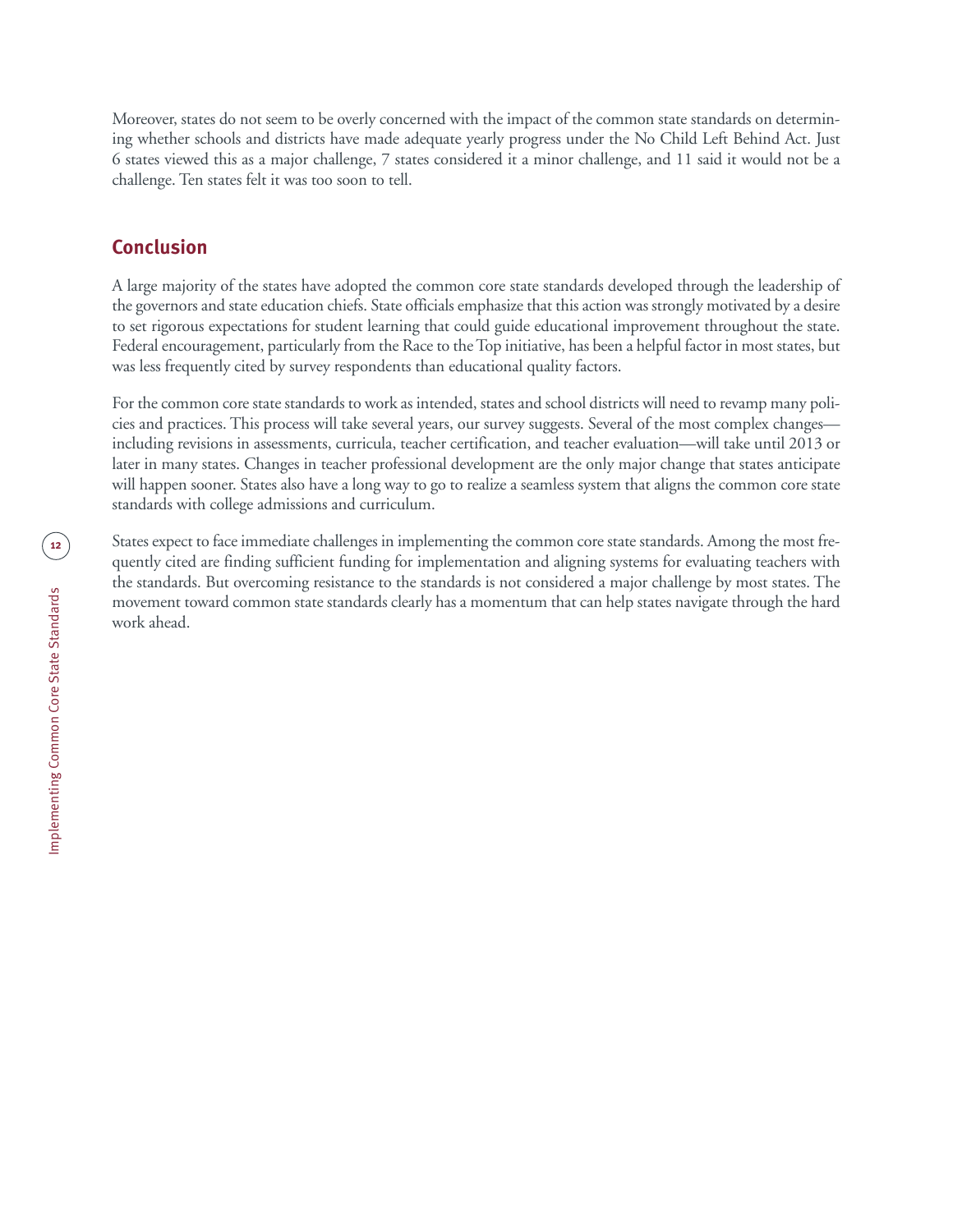Moreover, states do not seem to be overly concerned with the impact of the common state standards on determining whether schools and districts have made adequate yearly progress under the No Child Left Behind Act. Just 6 states viewed this as a major challenge, 7 states considered it a minor challenge, and 11 said it would not be a challenge. Ten states felt it was too soon to tell.

## Conclusion

A large majority of the states have adopted the common core state standards developed through the leadership of the governors and state education chiefs. State officials emphasize that this action was strongly motivated by a desire to set rigorous expectations for student learning that could guide educational improvement throughout the state. Federal encouragement, particularly from the Race to the Top initiative, has been a helpful factor in most states, but was less frequently cited by survey respondents than educational quality factors.

For the common core state standards to work as intended, states and school districts will need to revamp many policies and practices. This process will take several years, our survey suggests. Several of the most complex changes—including revisions in assessments, curricula, teacher certification, and teacher evaluation—will take until 2013 or later in many states. Changes in teacher professional development are the only major change that states anticipate will happen sooner. States also have a long way to go to realize a seamless system that aligns the common core state standards with college admissions and curriculum.

States expect to face immediate challenges in implementing the common core state standards. Among the most frequently cited are finding sufficient funding for implementation and aligning systems for evaluating teachers with the standards. But overcoming resistance to the standards is not considered a major challenge by most states. The movement toward common state standards clearly has a momentum that can help states navigate through the hard work ahead.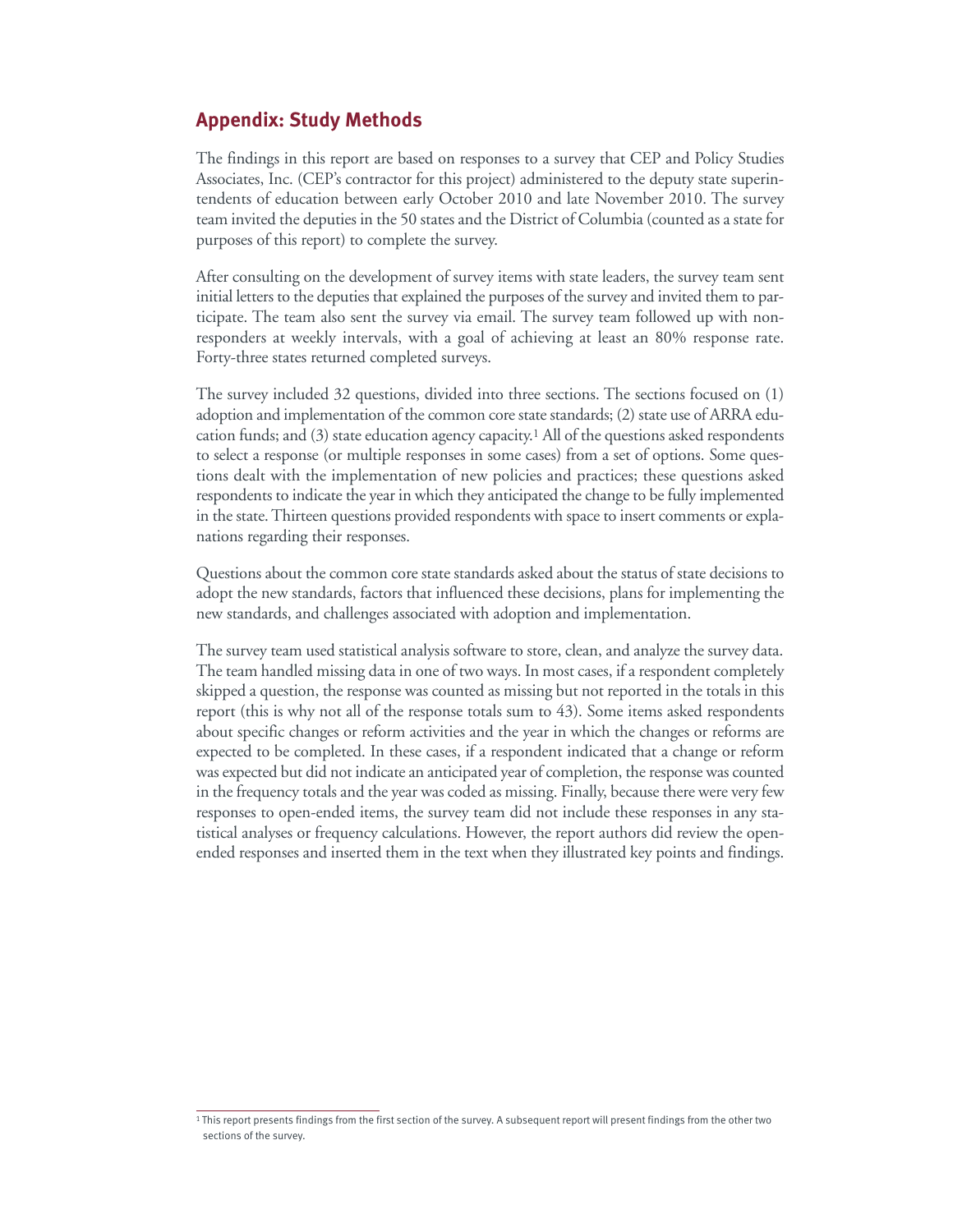## Appendix: Study Methods

The findings in this report are based on responses to a survey that CEP and Policy Studies Associates, Inc. (CEP's contractor for this project) administered to the deputy state superintendents of education between early October 2010 and late November 2010. The survey team invited the deputies in the 50 states and the District of Columbia (counted as a state for purposes of this report) to complete the survey.

After consulting on the development of survey items with state leaders, the survey team sent initial letters to the deputies that explained the purposes of the survey and invited them to participate. The team also sent the survey via email. The survey team followed up with non-responders at weekly intervals, with a goal of achieving at least an 80% response rate. Forty-three states returned completed surveys.

The survey included 32 questions, divided into three sections. The sections focused on (1) adoption and implementation of the common core state standards; (2) state use of ARRA education funds; and (3) state education agency capacity.[1] All of the questions asked respondents to select a response (or multiple responses in some cases) from a set of options. Some questions dealt with the implementation of new policies and practices; these questions asked respondents to indicate the year in which they anticipated the change to be fully implemented in the state. Thirteen questions provided respondents with space to insert comments or explanations regarding their responses.

Questions about the common core state standards asked about the status of state decisions to adopt the new standards, factors that influenced these decisions, plans for implementing the new standards, and challenges associated with adoption and implementation.

The survey team used statistical analysis software to store, clean, and analyze the survey data. The team handled missing data in one of two ways. In most cases, if a respondent completely skipped a question, the response was counted as missing but not reported in the totals in this report (this is why not all of the response totals sum to 43). Some items asked respondents about specific changes or reform activities and the year in which the changes or reforms are expected to be completed. In these cases, if a respondent indicated that a change or reform was expected but did not indicate an anticipated year of completion, the response was counted in the frequency totals and the year was coded as missing. Finally, because there were very few responses to open-ended items, the survey team did not include these responses in any statistical analyses or frequency calculations. However, the report authors did review the open-ended responses and inserted them in the text when they illustrated key points and findings.

[1] This report presents findings from the first section of the survey. A subsequent report will present findings from the other two sections of the survey.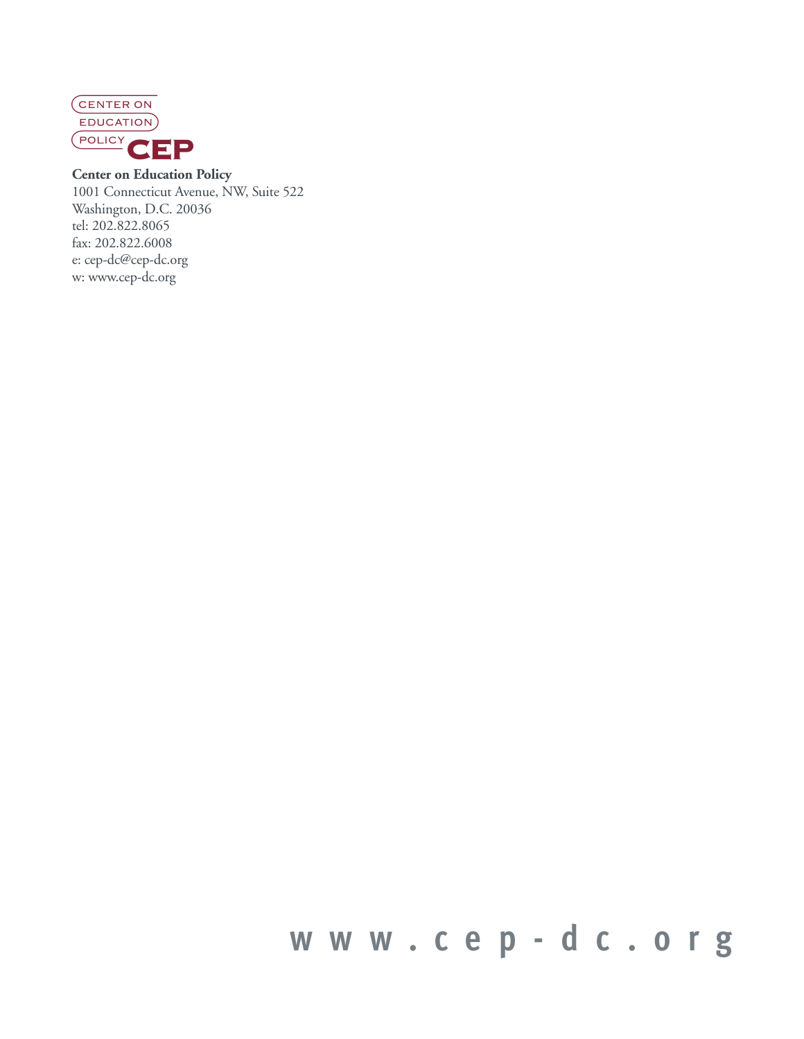CENTER ON EDUCATION POLICY CEP

**Center on Education Policy**
1001 Connecticut Avenue, NW, Suite 522
Washington, D.C. 20036
tel: 202.822.8065
fax: 202.822.6008
e: cep-dc@cep-dc.org
w: www.cep-dc.org

www.cep-dc.org